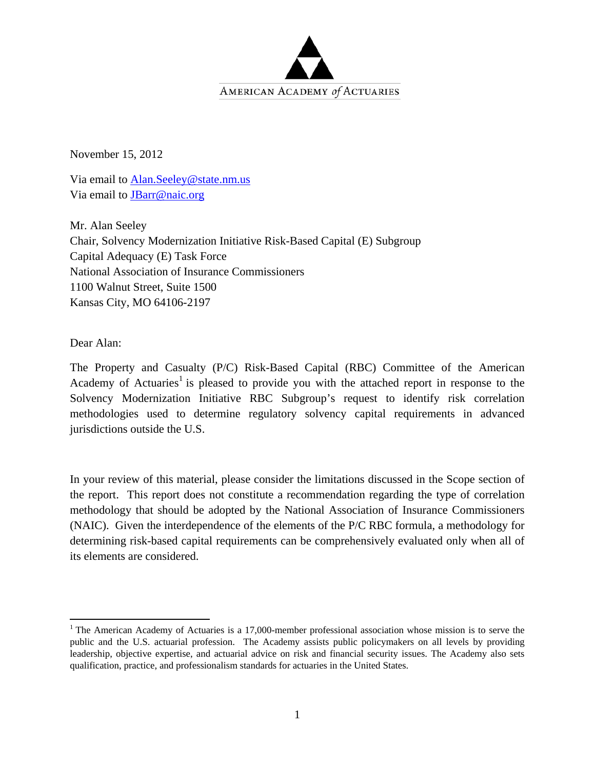AMERICAN ACADEMY *of* ACTUARIES

November 15, 2012

Via email to Alan.Seeley@state.nm.us
Via email to JBarr@naic.org

Mr. Alan Seeley
Chair, Solvency Modernization Initiative Risk-Based Capital (E) Subgroup
Capital Adequacy (E) Task Force
National Association of Insurance Commissioners
1100 Walnut Street, Suite 1500
Kansas City, MO 64106-2197

Dear Alan:

The Property and Casualty (P/C) Risk-Based Capital (RBC) Committee of the American Academy of Actuaries[1] is pleased to provide you with the attached report in response to the Solvency Modernization Initiative RBC Subgroup's request to identify risk correlation methodologies used to determine regulatory solvency capital requirements in advanced jurisdictions outside the U.S.

In your review of this material, please consider the limitations discussed in the Scope section of the report. This report does not constitute a recommendation regarding the type of correlation methodology that should be adopted by the National Association of Insurance Commissioners (NAIC). Given the interdependence of the elements of the P/C RBC formula, a methodology for determining risk-based capital requirements can be comprehensively evaluated only when all of its elements are considered.

[1] The American Academy of Actuaries is a 17,000-member professional association whose mission is to serve the public and the U.S. actuarial profession. The Academy assists public policymakers on all levels by providing leadership, objective expertise, and actuarial advice on risk and financial security issues. The Academy also sets qualification, practice, and professionalism standards for actuaries in the United States.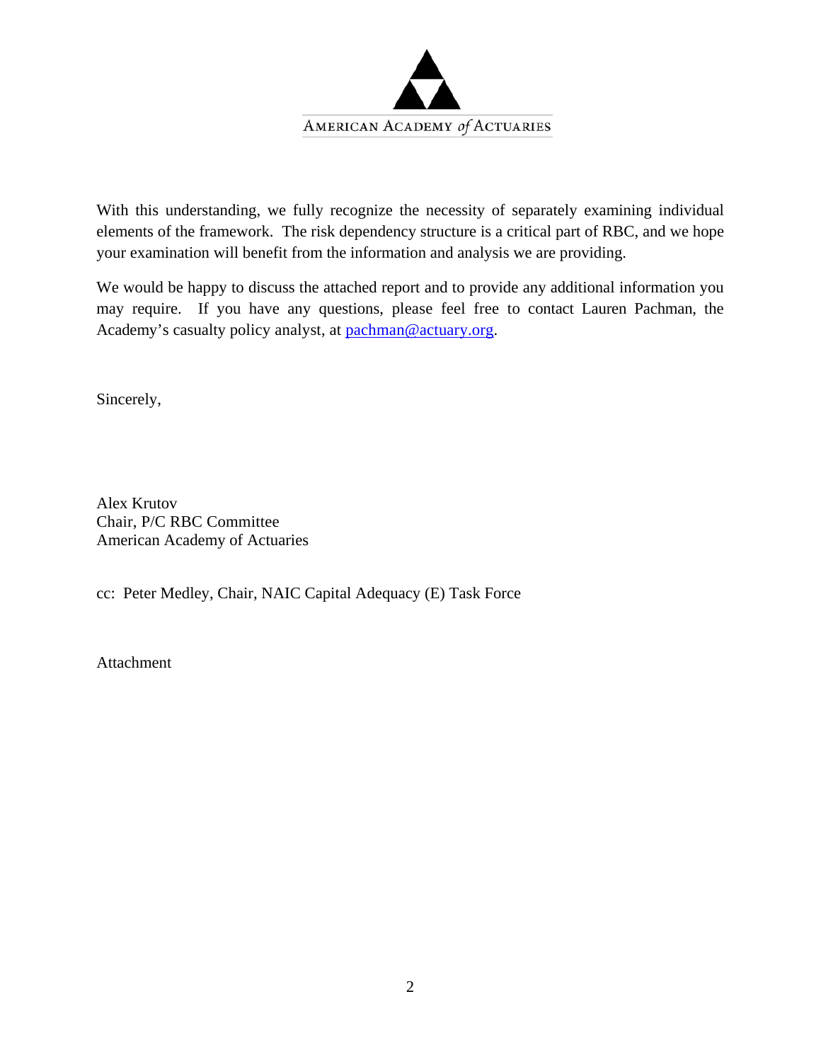With this understanding, we fully recognize the necessity of separately examining individual elements of the framework. The risk dependency structure is a critical part of RBC, and we hope your examination will benefit from the information and analysis we are providing.

We would be happy to discuss the attached report and to provide any additional information you may require. If you have any questions, please feel free to contact Lauren Pachman, the Academy's casualty policy analyst, at pachman@actuary.org.

Sincerely,

Alex Krutov
Chair, P/C RBC Committee
American Academy of Actuaries

cc: Peter Medley, Chair, NAIC Capital Adequacy (E) Task Force

Attachment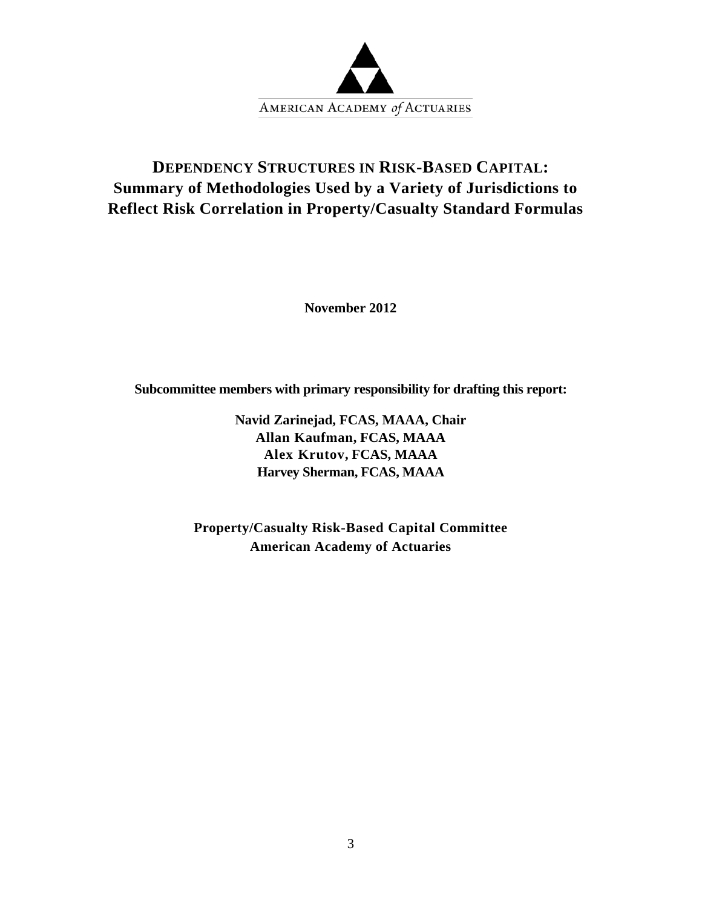AMERICAN ACADEMY *of* ACTUARIES

# DEPENDENCY STRUCTURES IN RISK-BASED CAPITAL:
## Summary of Methodologies Used by a Variety of Jurisdictions to Reflect Risk Correlation in Property/Casualty Standard Formulas

**November 2012**

**Subcommittee members with primary responsibility for drafting this report:**

**Navid Zarinejad, FCAS, MAAA, Chair**
**Allan Kaufman, FCAS, MAAA**
**Alex Krutov, FCAS, MAAA**
**Harvey Sherman, FCAS, MAAA**

**Property/Casualty Risk-Based Capital Committee**
**American Academy of Actuaries**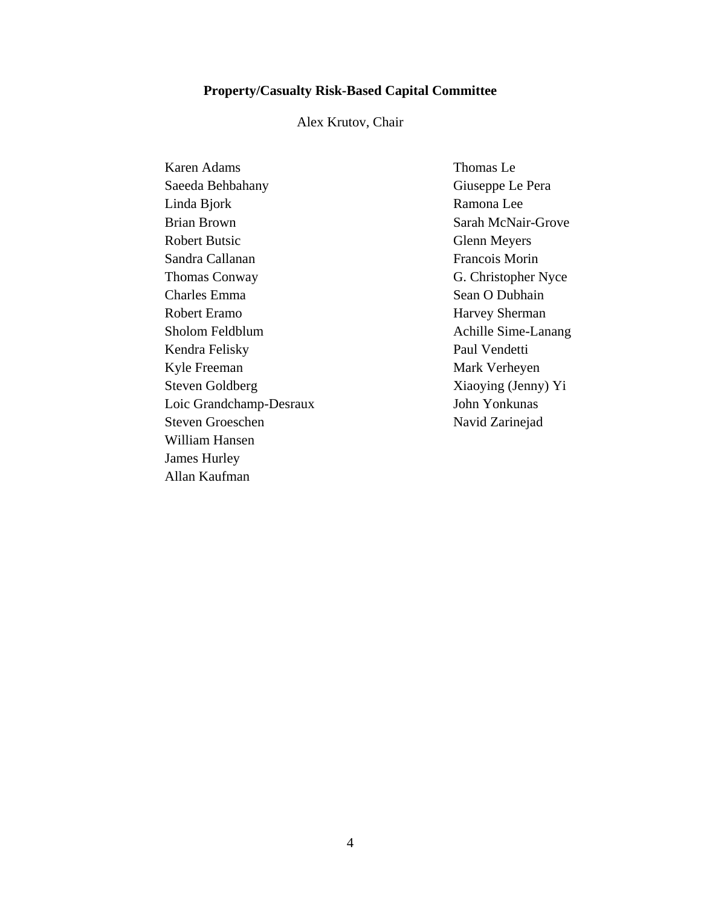## Property/Casualty Risk-Based Capital Committee

Alex Krutov, Chair

Karen Adams
Saeeda Behbahany
Linda Bjork
Brian Brown
Robert Butsic
Sandra Callanan
Thomas Conway
Charles Emma
Robert Eramo
Sholom Feldblum
Kendra Felisky
Kyle Freeman
Steven Goldberg
Loic Grandchamp-Desraux
Steven Groeschen
William Hansen
James Hurley
Allan Kaufman
Thomas Le
Giuseppe Le Pera
Ramona Lee
Sarah McNair-Grove
Glenn Meyers
Francois Morin
G. Christopher Nyce
Sean O Dubhain
Harvey Sherman
Achille Sime-Lanang
Paul Vendetti
Mark Verheyen
Xiaoying (Jenny) Yi
John Yonkunas
Navid Zarinejad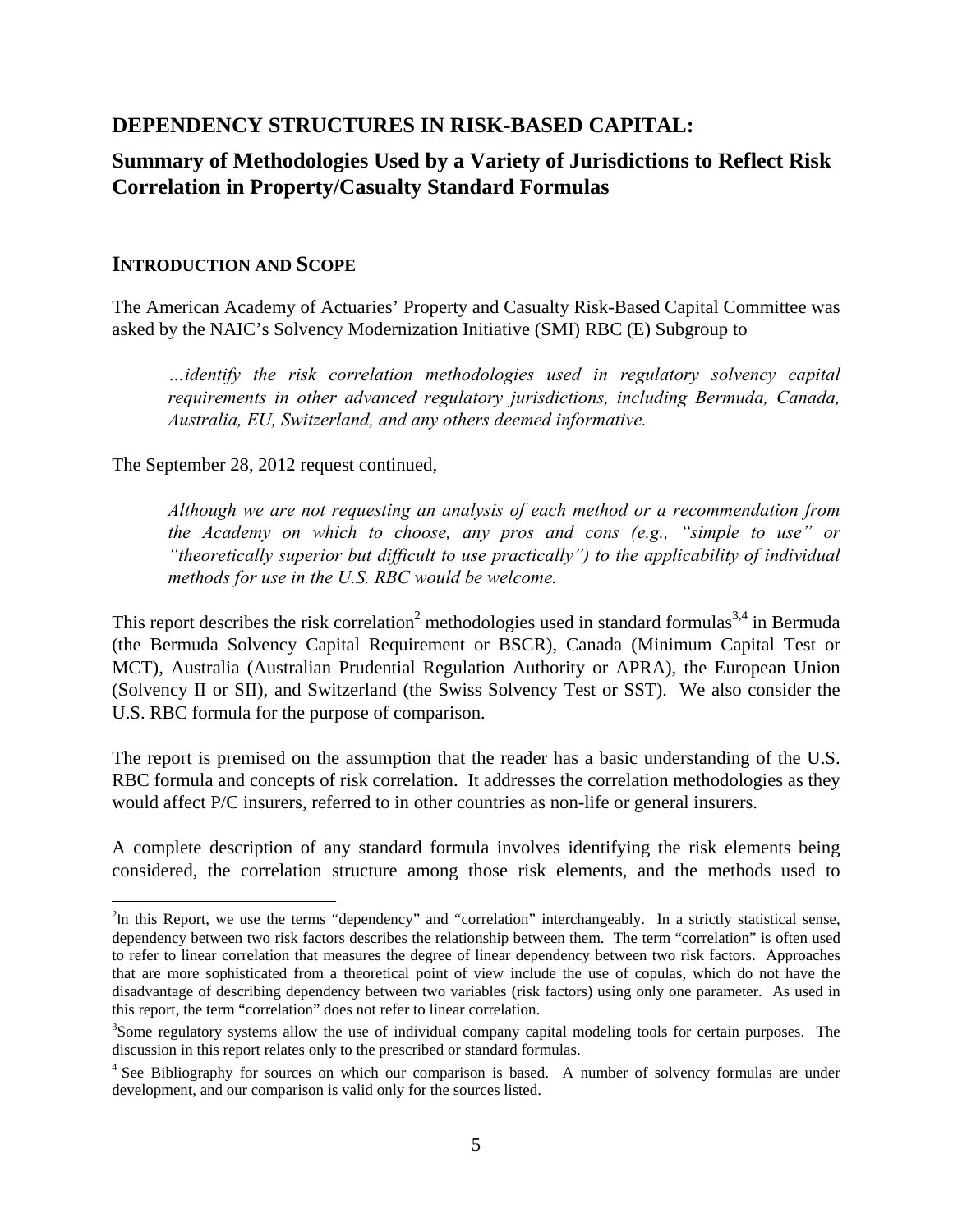## DEPENDENCY STRUCTURES IN RISK-BASED CAPITAL:

## Summary of Methodologies Used by a Variety of Jurisdictions to Reflect Risk Correlation in Property/Casualty Standard Formulas

### INTRODUCTION AND SCOPE

The American Academy of Actuaries' Property and Casualty Risk-Based Capital Committee was asked by the NAIC's Solvency Modernization Initiative (SMI) RBC (E) Subgroup to

> *…identify the risk correlation methodologies used in regulatory solvency capital requirements in other advanced regulatory jurisdictions, including Bermuda, Canada, Australia, EU, Switzerland, and any others deemed informative.*

The September 28, 2012 request continued,

> *Although we are not requesting an analysis of each method or a recommendation from the Academy on which to choose, any pros and cons (e.g., "simple to use" or "theoretically superior but difficult to use practically") to the applicability of individual methods for use in the U.S. RBC would be welcome.*

This report describes the risk correlation[2] methodologies used in standard formulas[3,4] in Bermuda (the Bermuda Solvency Capital Requirement or BSCR), Canada (Minimum Capital Test or MCT), Australia (Australian Prudential Regulation Authority or APRA), the European Union (Solvency II or SII), and Switzerland (the Swiss Solvency Test or SST). We also consider the U.S. RBC formula for the purpose of comparison.

The report is premised on the assumption that the reader has a basic understanding of the U.S. RBC formula and concepts of risk correlation. It addresses the correlation methodologies as they would affect P/C insurers, referred to in other countries as non-life or general insurers.

A complete description of any standard formula involves identifying the risk elements being considered, the correlation structure among those risk elements, and the methods used to

---

[2]In this Report, we use the terms "dependency" and "correlation" interchangeably. In a strictly statistical sense, dependency between two risk factors describes the relationship between them. The term "correlation" is often used to refer to linear correlation that measures the degree of linear dependency between two risk factors. Approaches that are more sophisticated from a theoretical point of view include the use of copulas, which do not have the disadvantage of describing dependency between two variables (risk factors) using only one parameter. As used in this report, the term "correlation" does not refer to linear correlation.

[3]Some regulatory systems allow the use of individual company capital modeling tools for certain purposes. The discussion in this report relates only to the prescribed or standard formulas.

[4] See Bibliography for sources on which our comparison is based. A number of solvency formulas are under development, and our comparison is valid only for the sources listed.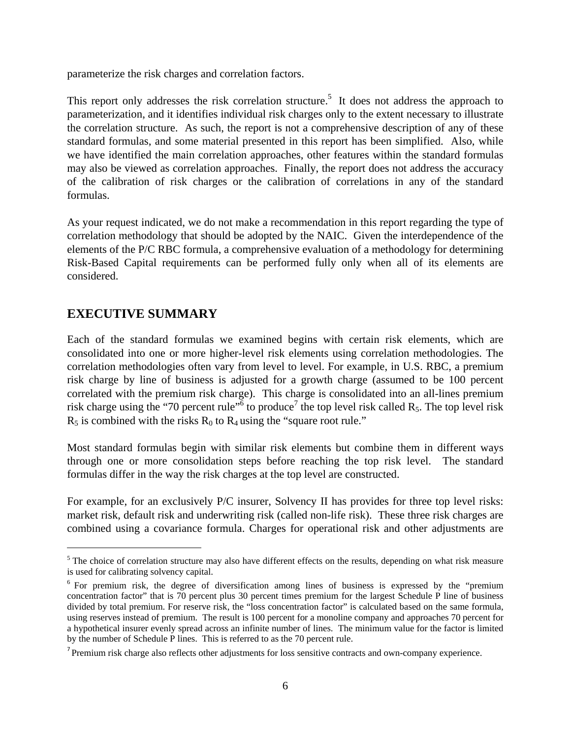parameterize the risk charges and correlation factors.

This report only addresses the risk correlation structure.[5] It does not address the approach to parameterization, and it identifies individual risk charges only to the extent necessary to illustrate the correlation structure. As such, the report is not a comprehensive description of any of these standard formulas, and some material presented in this report has been simplified. Also, while we have identified the main correlation approaches, other features within the standard formulas may also be viewed as correlation approaches. Finally, the report does not address the accuracy of the calibration of risk charges or the calibration of correlations in any of the standard formulas.

As your request indicated, we do not make a recommendation in this report regarding the type of correlation methodology that should be adopted by the NAIC. Given the interdependence of the elements of the P/C RBC formula, a comprehensive evaluation of a methodology for determining Risk-Based Capital requirements can be performed fully only when all of its elements are considered.

## EXECUTIVE SUMMARY

Each of the standard formulas we examined begins with certain risk elements, which are consolidated into one or more higher-level risk elements using correlation methodologies. The correlation methodologies often vary from level to level. For example, in U.S. RBC, a premium risk charge by line of business is adjusted for a growth charge (assumed to be 100 percent correlated with the premium risk charge). This charge is consolidated into an all-lines premium risk charge using the "70 percent rule"[6] to produce[7] the top level risk called $R_5$. The top level risk $R_5$ is combined with the risks $R_0$ to $R_4$ using the "square root rule."

Most standard formulas begin with similar risk elements but combine them in different ways through one or more consolidation steps before reaching the top risk level. The standard formulas differ in the way the risk charges at the top level are constructed.

For example, for an exclusively P/C insurer, Solvency II has provides for three top level risks: market risk, default risk and underwriting risk (called non-life risk). These three risk charges are combined using a covariance formula. Charges for operational risk and other adjustments are

---

[5] The choice of correlation structure may also have different effects on the results, depending on what risk measure is used for calibrating solvency capital.

[6] For premium risk, the degree of diversification among lines of business is expressed by the "premium concentration factor" that is 70 percent plus 30 percent times premium for the largest Schedule P line of business divided by total premium. For reserve risk, the "loss concentration factor" is calculated based on the same formula, using reserves instead of premium. The result is 100 percent for a monoline company and approaches 70 percent for a hypothetical insurer evenly spread across an infinite number of lines. The minimum value for the factor is limited by the number of Schedule P lines. This is referred to as the 70 percent rule.

[7] Premium risk charge also reflects other adjustments for loss sensitive contracts and own-company experience.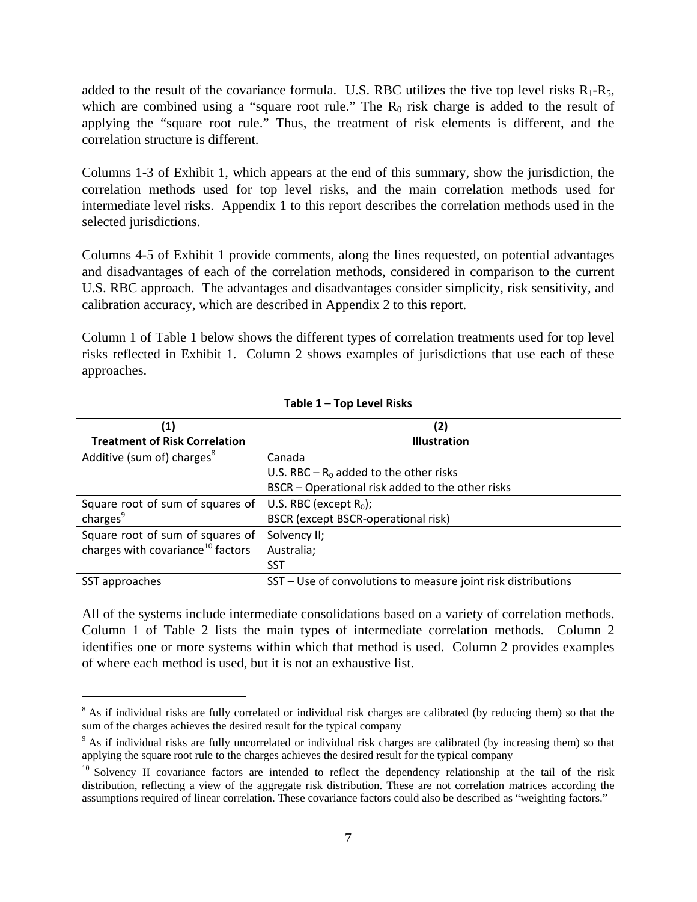added to the result of the covariance formula. U.S. RBC utilizes the five top level risks $R_1$-$R_5$, which are combined using a "square root rule." The $R_0$ risk charge is added to the result of applying the "square root rule." Thus, the treatment of risk elements is different, and the correlation structure is different.

Columns 1-3 of Exhibit 1, which appears at the end of this summary, show the jurisdiction, the correlation methods used for top level risks, and the main correlation methods used for intermediate level risks. Appendix 1 to this report describes the correlation methods used in the selected jurisdictions.

Columns 4-5 of Exhibit 1 provide comments, along the lines requested, on potential advantages and disadvantages of each of the correlation methods, considered in comparison to the current U.S. RBC approach. The advantages and disadvantages consider simplicity, risk sensitivity, and calibration accuracy, which are described in Appendix 2 to this report.

Column 1 of Table 1 below shows the different types of correlation treatments used for top level risks reflected in Exhibit 1. Column 2 shows examples of jurisdictions that use each of these approaches.

**Table 1 – Top Level Risks**

| (1) Treatment of Risk Correlation | (2) Illustration |
|---|---|
| Additive (sum of) charges[8] | Canada<br>U.S. RBC – $R_0$ added to the other risks<br>BSCR – Operational risk added to the other risks |
| Square root of sum of squares of charges[9] | U.S. RBC (except $R_0$);<br>BSCR (except BSCR-operational risk) |
| Square root of sum of squares of charges with covariance[10] factors | Solvency II;<br>Australia;<br>SST |
| SST approaches | SST – Use of convolutions to measure joint risk distributions |

All of the systems include intermediate consolidations based on a variety of correlation methods. Column 1 of Table 2 lists the main types of intermediate correlation methods. Column 2 identifies one or more systems within which that method is used. Column 2 provides examples of where each method is used, but it is not an exhaustive list.

---

[8] As if individual risks are fully correlated or individual risk charges are calibrated (by reducing them) so that the sum of the charges achieves the desired result for the typical company

[9] As if individual risks are fully uncorrelated or individual risk charges are calibrated (by increasing them) so that applying the square root rule to the charges achieves the desired result for the typical company

[10] Solvency II covariance factors are intended to reflect the dependency relationship at the tail of the risk distribution, reflecting a view of the aggregate risk distribution. These are not correlation matrices according the assumptions required of linear correlation. These covariance factors could also be described as "weighting factors."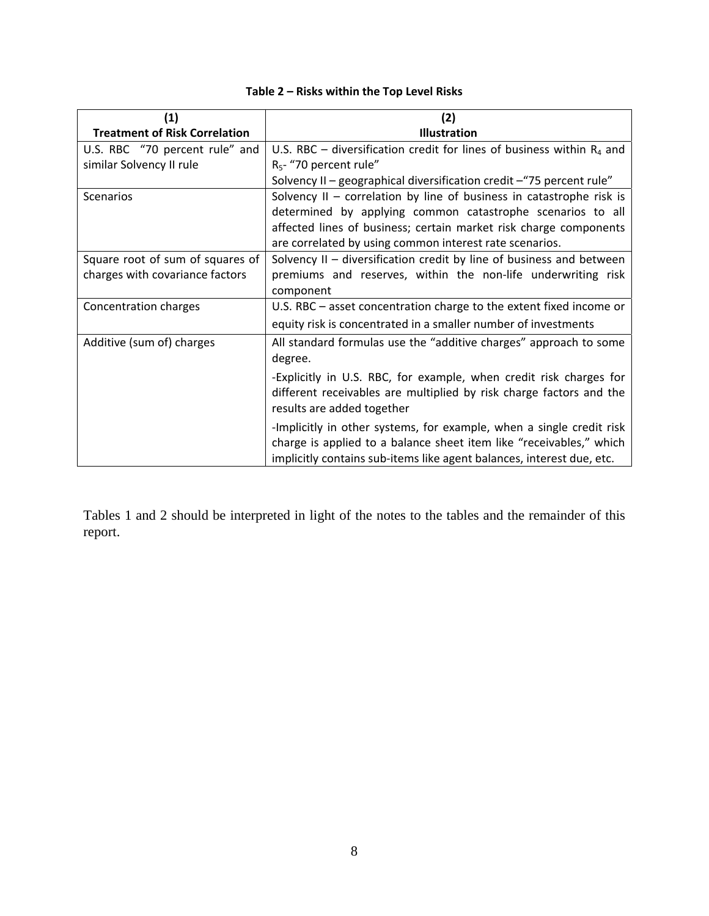**Table 2 – Risks within the Top Level Risks**

| (1)<br>**Treatment of Risk Correlation** | (2)<br>**Illustration** |
|---|---|
| U.S. RBC "70 percent rule" and similar Solvency II rule | U.S. RBC – diversification credit for lines of business within $R_4$ and $R_5$- "70 percent rule"<br>Solvency II – geographical diversification credit –"75 percent rule" |
| Scenarios | Solvency II – correlation by line of business in catastrophe risk is determined by applying common catastrophe scenarios to all affected lines of business; certain market risk charge components are correlated by using common interest rate scenarios. |
| Square root of sum of squares of charges with covariance factors | Solvency II – diversification credit by line of business and between premiums and reserves, within the non-life underwriting risk component |
| Concentration charges | U.S. RBC – asset concentration charge to the extent fixed income or equity risk is concentrated in a smaller number of investments |
| Additive (sum of) charges | All standard formulas use the "additive charges" approach to some degree.<br>-Explicitly in U.S. RBC, for example, when credit risk charges for different receivables are multiplied by risk charge factors and the results are added together<br>-Implicitly in other systems, for example, when a single credit risk charge is applied to a balance sheet item like "receivables," which implicitly contains sub-items like agent balances, interest due, etc. |

Tables 1 and 2 should be interpreted in light of the notes to the tables and the remainder of this report.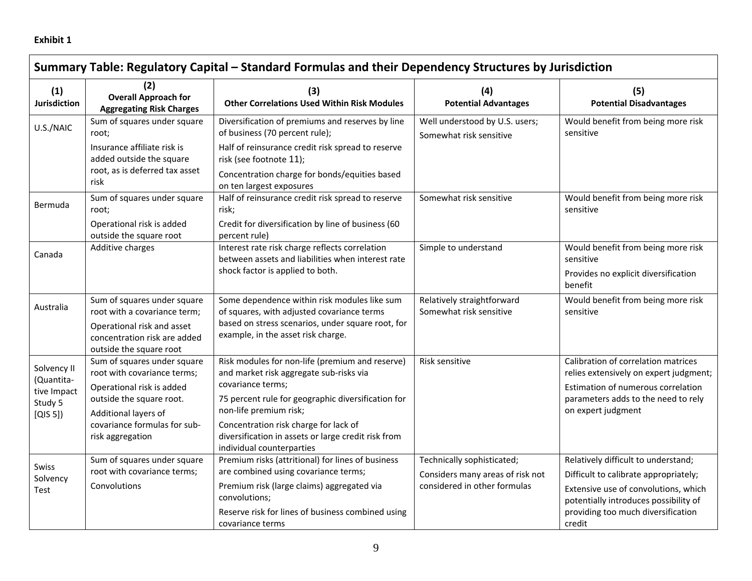**Exhibit 1**

| Summary Table: Regulatory Capital – Standard Formulas and their Dependency Structures by Jurisdiction | | | | |
|---|---|---|---|---|
| **(1) Jurisdiction** | **(2) Overall Approach for Aggregating Risk Charges** | **(3) Other Correlations Used Within Risk Modules** | **(4) Potential Advantages** | **(5) Potential Disadvantages** |
| U.S./NAIC | Sum of squares under square root;<br>Insurance affiliate risk is added outside the square root, as is deferred tax asset risk | Diversification of premiums and reserves by line of business (70 percent rule);<br>Half of reinsurance credit risk spread to reserve risk (see footnote 11);<br>Concentration charge for bonds/equities based on ten largest exposures | Well understood by U.S. users;<br>Somewhat risk sensitive | Would benefit from being more risk sensitive |
| Bermuda | Sum of squares under square root;<br>Operational risk is added outside the square root | Half of reinsurance credit risk spread to reserve risk;<br>Credit for diversification by line of business (60 percent rule) | Somewhat risk sensitive | Would benefit from being more risk sensitive |
| Canada | Additive charges | Interest rate risk charge reflects correlation between assets and liabilities when interest rate shock factor is applied to both. | Simple to understand | Would benefit from being more risk sensitive<br>Provides no explicit diversification benefit |
| Australia | Sum of squares under square root with a covariance term;<br>Operational risk and asset concentration risk are added outside the square root | Some dependence within risk modules like sum of squares, with adjusted covariance terms based on stress scenarios, under square root, for example, in the asset risk charge. | Relatively straightforward<br>Somewhat risk sensitive | Would benefit from being more risk sensitive |
| Solvency II (Quantitative Impact Study 5 [QIS 5]) | Sum of squares under square root with covariance terms;<br>Operational risk is added outside the square root.<br>Additional layers of covariance formulas for sub-risk aggregation | Risk modules for non-life (premium and reserve) and market risk aggregate sub-risks via covariance terms;<br>75 percent rule for geographic diversification for non-life premium risk;<br>Concentration risk charge for lack of diversification in assets or large credit risk from individual counterparties | Risk sensitive | Calibration of correlation matrices relies extensively on expert judgment;<br>Estimation of numerous correlation parameters adds to the need to rely on expert judgment |
| Swiss Solvency Test | Sum of squares under square root with covariance terms;<br>Convolutions | Premium risks (attritional) for lines of business are combined using covariance terms;<br>Premium risk (large claims) aggregated via convolutions;<br>Reserve risk for lines of business combined using covariance terms | Technically sophisticated;<br>Considers many areas of risk not considered in other formulas | Relatively difficult to understand;<br>Difficult to calibrate appropriately;<br>Extensive use of convolutions, which potentially introduces possibility of providing too much diversification credit |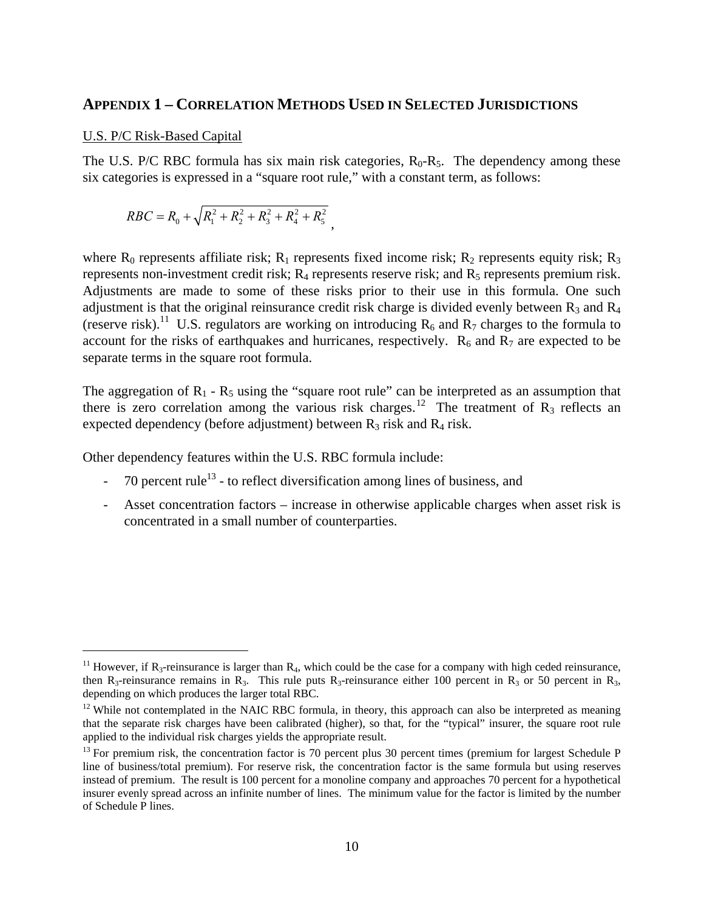## Appendix 1 – Correlation Methods Used in Selected Jurisdictions

U.S. P/C Risk-Based Capital

The U.S. P/C RBC formula has six main risk categories, $R_0$-$R_5$. The dependency among these six categories is expressed in a "square root rule," with a constant term, as follows:

$$RBC = R_0 + \sqrt{R_1^2 + R_2^2 + R_3^2 + R_4^2 + R_5^2},$$

where $R_0$ represents affiliate risk; $R_1$ represents fixed income risk; $R_2$ represents equity risk; $R_3$ represents non-investment credit risk; $R_4$ represents reserve risk; and $R_5$ represents premium risk. Adjustments are made to some of these risks prior to their use in this formula. One such adjustment is that the original reinsurance credit risk charge is divided evenly between $R_3$ and $R_4$ (reserve risk).[11] U.S. regulators are working on introducing $R_6$ and $R_7$ charges to the formula to account for the risks of earthquakes and hurricanes, respectively. $R_6$ and $R_7$ are expected to be separate terms in the square root formula.

The aggregation of $R_1$ - $R_5$ using the "square root rule" can be interpreted as an assumption that there is zero correlation among the various risk charges.[12] The treatment of $R_3$ reflects an expected dependency (before adjustment) between $R_3$ risk and $R_4$ risk.

Other dependency features within the U.S. RBC formula include:

- 70 percent rule[13] - to reflect diversification among lines of business, and
- Asset concentration factors – increase in otherwise applicable charges when asset risk is concentrated in a small number of counterparties.

---

[11] However, if $R_3$-reinsurance is larger than $R_4$, which could be the case for a company with high ceded reinsurance, then $R_3$-reinsurance remains in $R_3$. This rule puts $R_3$-reinsurance either 100 percent in $R_3$ or 50 percent in $R_3$, depending on which produces the larger total RBC.

[12] While not contemplated in the NAIC RBC formula, in theory, this approach can also be interpreted as meaning that the separate risk charges have been calibrated (higher), so that, for the "typical" insurer, the square root rule applied to the individual risk charges yields the appropriate result.

[13] For premium risk, the concentration factor is 70 percent plus 30 percent times (premium for largest Schedule P line of business/total premium). For reserve risk, the concentration factor is the same formula but using reserves instead of premium. The result is 100 percent for a monoline company and approaches 70 percent for a hypothetical insurer evenly spread across an infinite number of lines. The minimum value for the factor is limited by the number of Schedule P lines.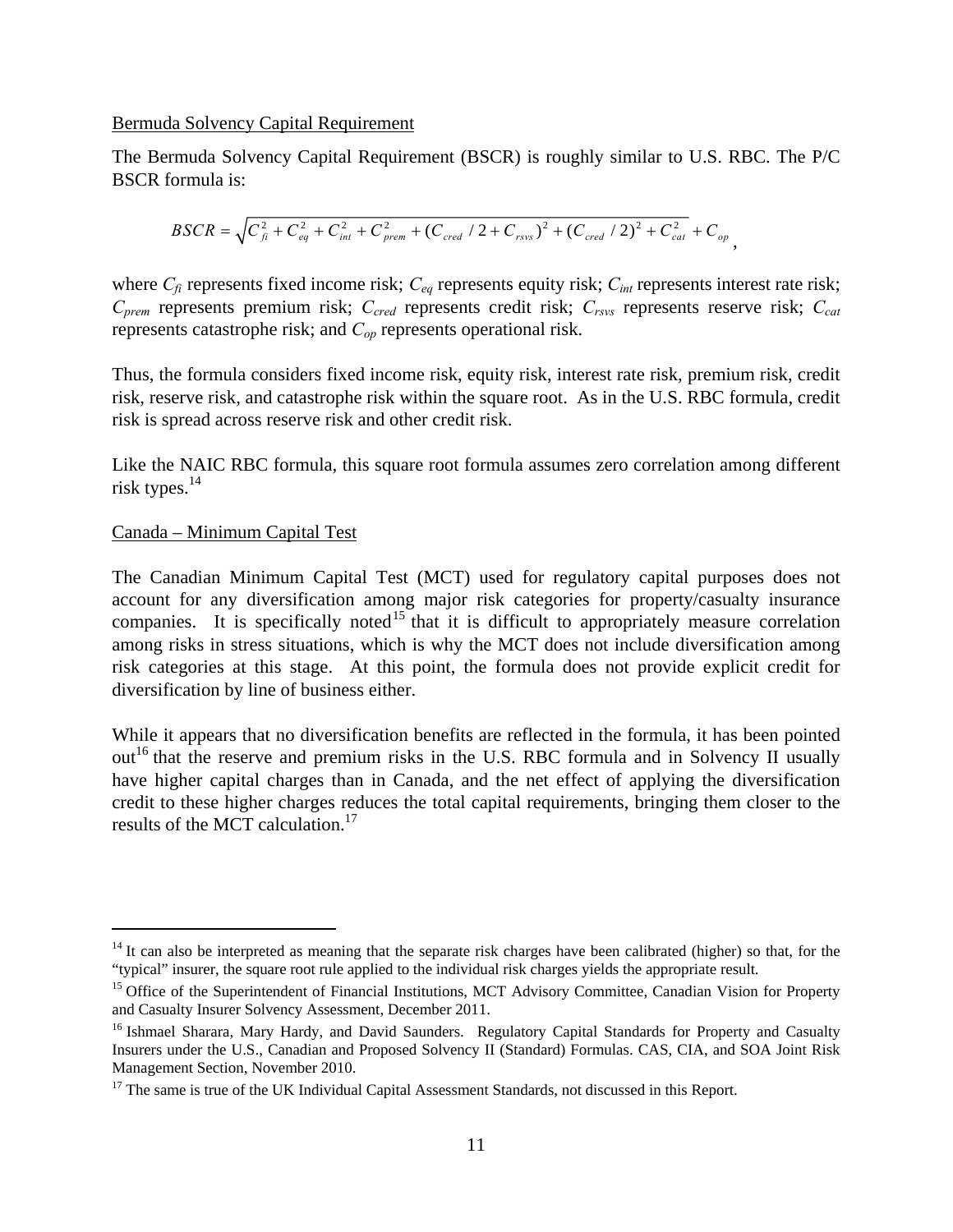Bermuda Solvency Capital Requirement

The Bermuda Solvency Capital Requirement (BSCR) is roughly similar to U.S. RBC. The P/C BSCR formula is:

$$BSCR = \sqrt{C_{fi}^2 + C_{eq}^2 + C_{int}^2 + C_{prem}^2 + (C_{cred}/2 + C_{rsvs})^2 + (C_{cred}/2)^2 + C_{cat}^2} + C_{op},$$

where $C_{fi}$ represents fixed income risk; $C_{eq}$ represents equity risk; $C_{int}$ represents interest rate risk; $C_{prem}$ represents premium risk; $C_{cred}$ represents credit risk; $C_{rsvs}$ represents reserve risk; $C_{cat}$ represents catastrophe risk; and $C_{op}$ represents operational risk.

Thus, the formula considers fixed income risk, equity risk, interest rate risk, premium risk, credit risk, reserve risk, and catastrophe risk within the square root. As in the U.S. RBC formula, credit risk is spread across reserve risk and other credit risk.

Like the NAIC RBC formula, this square root formula assumes zero correlation among different risk types.[14]

Canada – Minimum Capital Test

The Canadian Minimum Capital Test (MCT) used for regulatory capital purposes does not account for any diversification among major risk categories for property/casualty insurance companies. It is specifically noted[15] that it is difficult to appropriately measure correlation among risks in stress situations, which is why the MCT does not include diversification among risk categories at this stage. At this point, the formula does not provide explicit credit for diversification by line of business either.

While it appears that no diversification benefits are reflected in the formula, it has been pointed out[16] that the reserve and premium risks in the U.S. RBC formula and in Solvency II usually have higher capital charges than in Canada, and the net effect of applying the diversification credit to these higher charges reduces the total capital requirements, bringing them closer to the results of the MCT calculation.[17]

---

[14] It can also be interpreted as meaning that the separate risk charges have been calibrated (higher) so that, for the "typical" insurer, the square root rule applied to the individual risk charges yields the appropriate result.

[15] Office of the Superintendent of Financial Institutions, MCT Advisory Committee, Canadian Vision for Property and Casualty Insurer Solvency Assessment, December 2011.

[16] Ishmael Sharara, Mary Hardy, and David Saunders. Regulatory Capital Standards for Property and Casualty Insurers under the U.S., Canadian and Proposed Solvency II (Standard) Formulas. CAS, CIA, and SOA Joint Risk Management Section, November 2010.

[17] The same is true of the UK Individual Capital Assessment Standards, not discussed in this Report.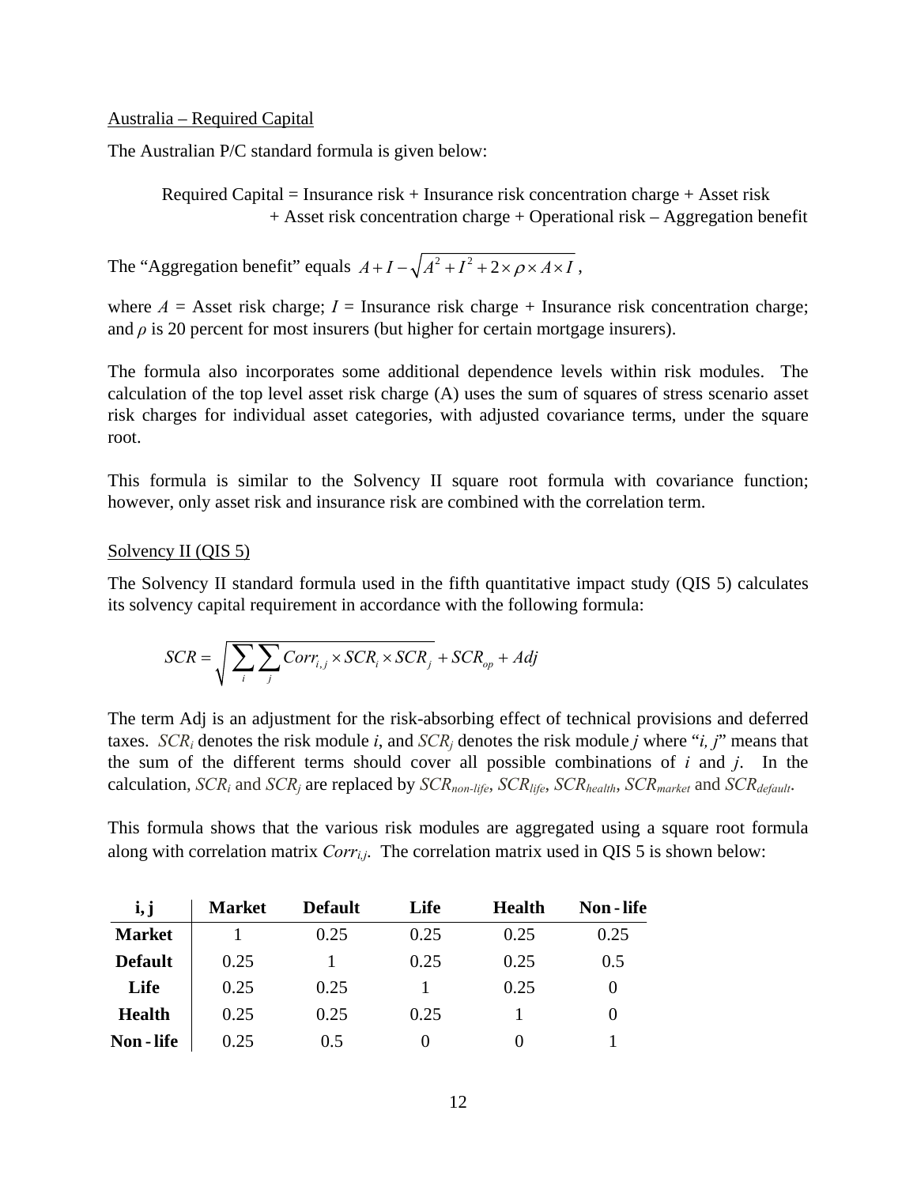<u>Australia – Required Capital</u>

The Australian P/C standard formula is given below:

Required Capital = Insurance risk + Insurance risk concentration charge + Asset risk + Asset risk concentration charge + Operational risk – Aggregation benefit

The "Aggregation benefit" equals $A + I - \sqrt{A^2 + I^2 + 2 \times \rho \times A \times I}$,

where $A$ = Asset risk charge; $I$ = Insurance risk charge + Insurance risk concentration charge; and $\rho$ is 20 percent for most insurers (but higher for certain mortgage insurers).

The formula also incorporates some additional dependence levels within risk modules. The calculation of the top level asset risk charge (A) uses the sum of squares of stress scenario asset risk charges for individual asset categories, with adjusted covariance terms, under the square root.

This formula is similar to the Solvency II square root formula with covariance function; however, only asset risk and insurance risk are combined with the correlation term.

<u>Solvency II (QIS 5)</u>

The Solvency II standard formula used in the fifth quantitative impact study (QIS 5) calculates its solvency capital requirement in accordance with the following formula:

$$SCR = \sqrt{\sum_i \sum_j Corr_{i,j} \times SCR_i \times SCR_j} + SCR_{op} + Adj$$

The term Adj is an adjustment for the risk-absorbing effect of technical provisions and deferred taxes. $SCR_i$ denotes the risk module $i$, and $SCR_j$ denotes the risk module $j$ where "$i, j$" means that the sum of the different terms should cover all possible combinations of $i$ and $j$. In the calculation, $SCR_i$ and $SCR_j$ are replaced by $SCR_{non\text{-}life}$, $SCR_{life}$, $SCR_{health}$, $SCR_{market}$ and $SCR_{default}$.

This formula shows that the various risk modules are aggregated using a square root formula along with correlation matrix $Corr_{i,j}$. The correlation matrix used in QIS 5 is shown below:

| i, j | Market | Default | Life | Health | Non - life |
|---|---|---|---|---|---|
| **Market** | 1 | 0.25 | 0.25 | 0.25 | 0.25 |
| **Default** | 0.25 | 1 | 0.25 | 0.25 | 0.5 |
| **Life** | 0.25 | 0.25 | 1 | 0.25 | 0 |
| **Health** | 0.25 | 0.25 | 0.25 | 1 | 0 |
| **Non - life** | 0.25 | 0.5 | 0 | 0 | 1 |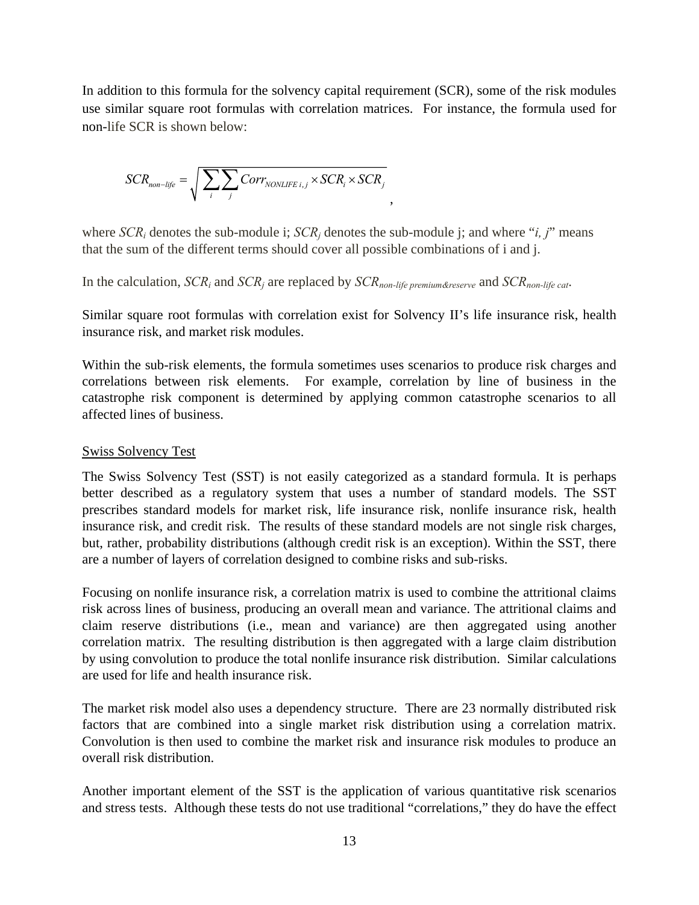In addition to this formula for the solvency capital requirement (SCR), some of the risk modules use similar square root formulas with correlation matrices. For instance, the formula used for non-life SCR is shown below:

$$SCR_{non-life} = \sqrt{\sum_i \sum_j Corr_{NONLIFE\,i,j} \times SCR_i \times SCR_j},$$

where $SCR_i$ denotes the sub-module i; $SCR_j$ denotes the sub-module j; and where "*i, j*" means that the sum of the different terms should cover all possible combinations of i and j.

In the calculation, $SCR_i$ and $SCR_j$ are replaced by $SCR_{non\text{-}life\ premium\&reserve}$ and $SCR_{non\text{-}life\ cat}$.

Similar square root formulas with correlation exist for Solvency II's life insurance risk, health insurance risk, and market risk modules.

Within the sub-risk elements, the formula sometimes uses scenarios to produce risk charges and correlations between risk elements. For example, correlation by line of business in the catastrophe risk component is determined by applying common catastrophe scenarios to all affected lines of business.

Swiss Solvency Test

The Swiss Solvency Test (SST) is not easily categorized as a standard formula. It is perhaps better described as a regulatory system that uses a number of standard models. The SST prescribes standard models for market risk, life insurance risk, nonlife insurance risk, health insurance risk, and credit risk. The results of these standard models are not single risk charges, but, rather, probability distributions (although credit risk is an exception). Within the SST, there are a number of layers of correlation designed to combine risks and sub-risks.

Focusing on nonlife insurance risk, a correlation matrix is used to combine the attritional claims risk across lines of business, producing an overall mean and variance. The attritional claims and claim reserve distributions (i.e., mean and variance) are then aggregated using another correlation matrix. The resulting distribution is then aggregated with a large claim distribution by using convolution to produce the total nonlife insurance risk distribution. Similar calculations are used for life and health insurance risk.

The market risk model also uses a dependency structure. There are 23 normally distributed risk factors that are combined into a single market risk distribution using a correlation matrix. Convolution is then used to combine the market risk and insurance risk modules to produce an overall risk distribution.

Another important element of the SST is the application of various quantitative risk scenarios and stress tests. Although these tests do not use traditional "correlations," they do have the effect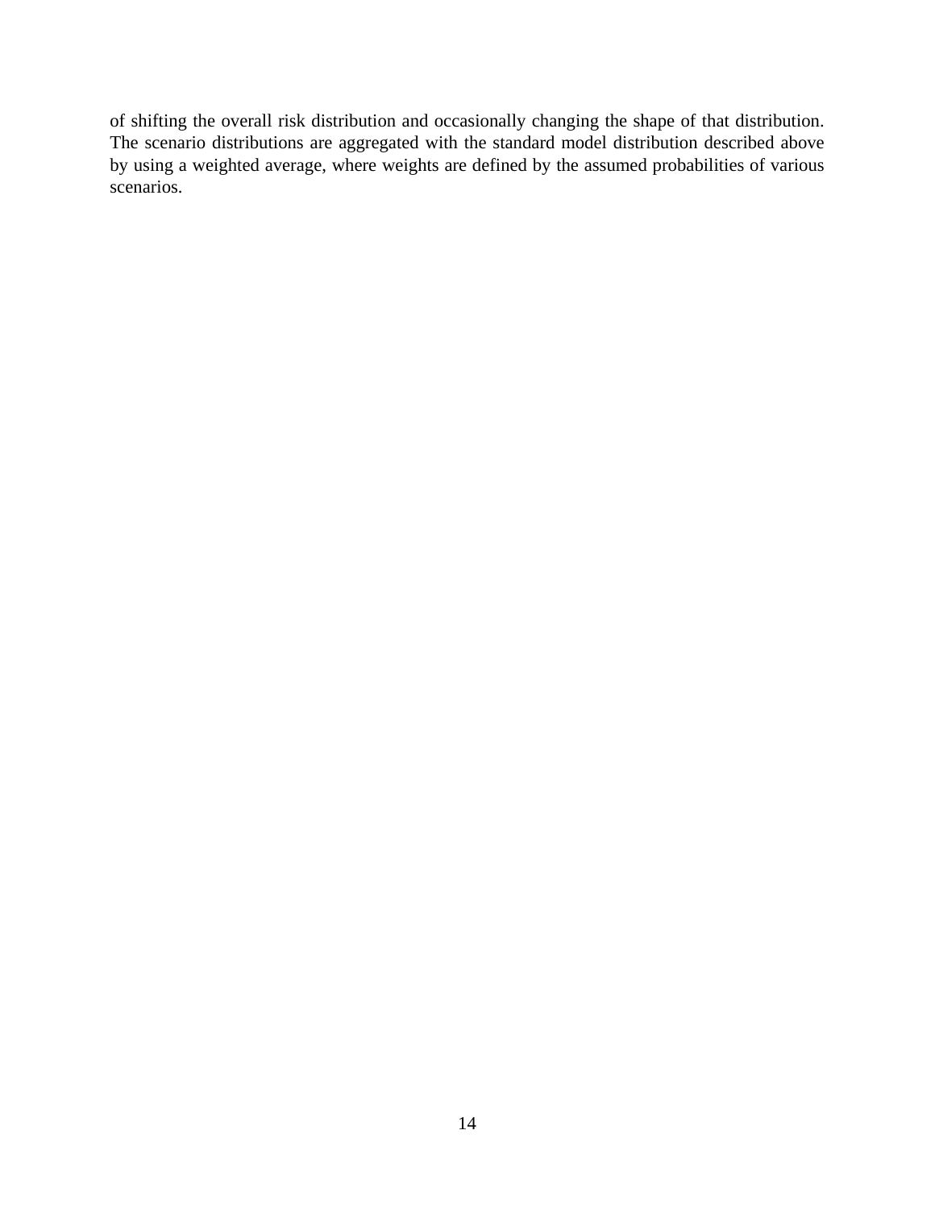of shifting the overall risk distribution and occasionally changing the shape of that distribution. The scenario distributions are aggregated with the standard model distribution described above by using a weighted average, where weights are defined by the assumed probabilities of various scenarios.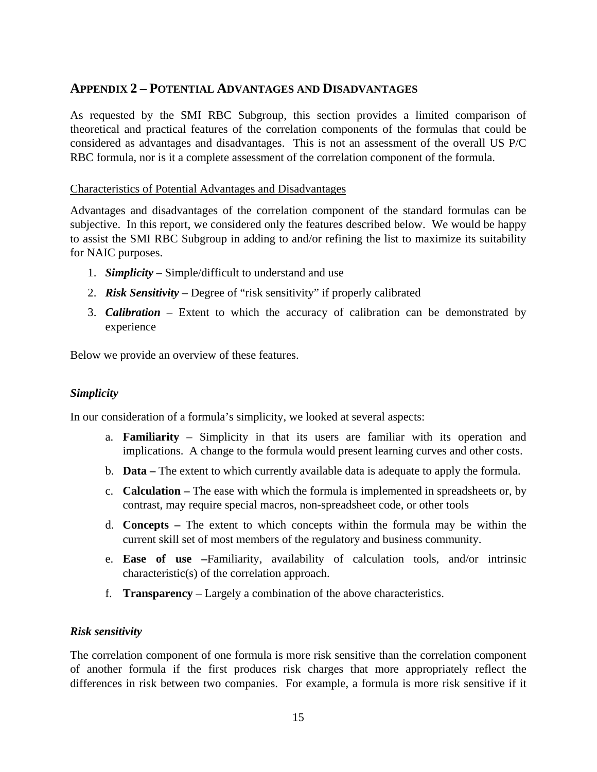## Appendix 2 – Potential Advantages and Disadvantages

As requested by the SMI RBC Subgroup, this section provides a limited comparison of theoretical and practical features of the correlation components of the formulas that could be considered as advantages and disadvantages. This is not an assessment of the overall US P/C RBC formula, nor is it a complete assessment of the correlation component of the formula.

<u>Characteristics of Potential Advantages and Disadvantages</u>

Advantages and disadvantages of the correlation component of the standard formulas can be subjective. In this report, we considered only the features described below. We would be happy to assist the SMI RBC Subgroup in adding to and/or refining the list to maximize its suitability for NAIC purposes.

1. ***Simplicity*** – Simple/difficult to understand and use
2. ***Risk Sensitivity*** – Degree of "risk sensitivity" if properly calibrated
3. ***Calibration*** – Extent to which the accuracy of calibration can be demonstrated by experience

Below we provide an overview of these features.

### *Simplicity*

In our consideration of a formula's simplicity, we looked at several aspects:

a. **Familiarity** – Simplicity in that its users are familiar with its operation and implications. A change to the formula would present learning curves and other costs.

b. **Data –** The extent to which currently available data is adequate to apply the formula.

c. **Calculation –** The ease with which the formula is implemented in spreadsheets or, by contrast, may require special macros, non-spreadsheet code, or other tools

d. **Concepts –** The extent to which concepts within the formula may be within the current skill set of most members of the regulatory and business community.

e. **Ease of use –**Familiarity, availability of calculation tools, and/or intrinsic characteristic(s) of the correlation approach.

f. **Transparency** – Largely a combination of the above characteristics.

### *Risk sensitivity*

The correlation component of one formula is more risk sensitive than the correlation component of another formula if the first produces risk charges that more appropriately reflect the differences in risk between two companies. For example, a formula is more risk sensitive if it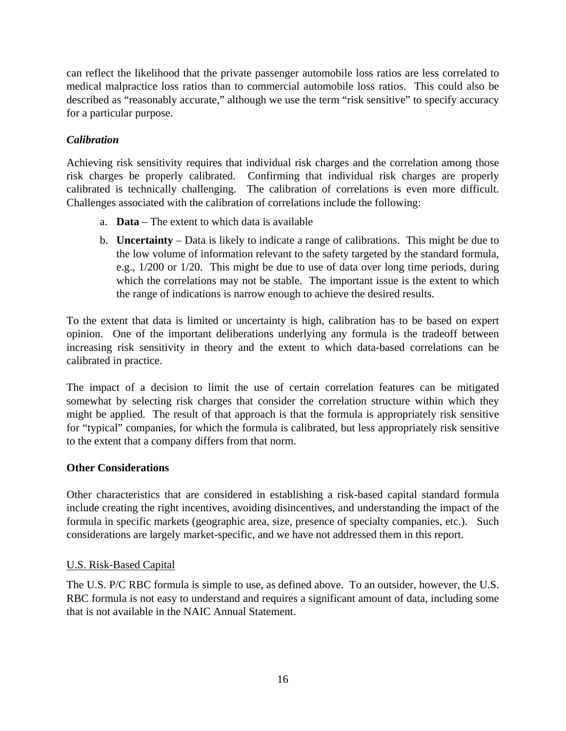can reflect the likelihood that the private passenger automobile loss ratios are less correlated to medical malpractice loss ratios than to commercial automobile loss ratios. This could also be described as "reasonably accurate," although we use the term "risk sensitive" to specify accuracy for a particular purpose.

### *Calibration*

Achieving risk sensitivity requires that individual risk charges and the correlation among those risk charges be properly calibrated. Confirming that individual risk charges are properly calibrated is technically challenging. The calibration of correlations is even more difficult. Challenges associated with the calibration of correlations include the following:

a. **Data** – The extent to which data is available

b. **Uncertainty** – Data is likely to indicate a range of calibrations. This might be due to the low volume of information relevant to the safety targeted by the standard formula, e.g., 1/200 or 1/20. This might be due to use of data over long time periods, during which the correlations may not be stable. The important issue is the extent to which the range of indications is narrow enough to achieve the desired results.

To the extent that data is limited or uncertainty is high, calibration has to be based on expert opinion. One of the important deliberations underlying any formula is the tradeoff between increasing risk sensitivity in theory and the extent to which data-based correlations can be calibrated in practice.

The impact of a decision to limit the use of certain correlation features can be mitigated somewhat by selecting risk charges that consider the correlation structure within which they might be applied. The result of that approach is that the formula is appropriately risk sensitive for "typical" companies, for which the formula is calibrated, but less appropriately risk sensitive to the extent that a company differs from that norm.

## **Other Considerations**

Other characteristics that are considered in establishing a risk-based capital standard formula include creating the right incentives, avoiding disincentives, and understanding the impact of the formula in specific markets (geographic area, size, presence of specialty companies, etc.). Such considerations are largely market-specific, and we have not addressed them in this report.

### U.S. Risk-Based Capital

The U.S. P/C RBC formula is simple to use, as defined above. To an outsider, however, the U.S. RBC formula is not easy to understand and requires a significant amount of data, including some that is not available in the NAIC Annual Statement.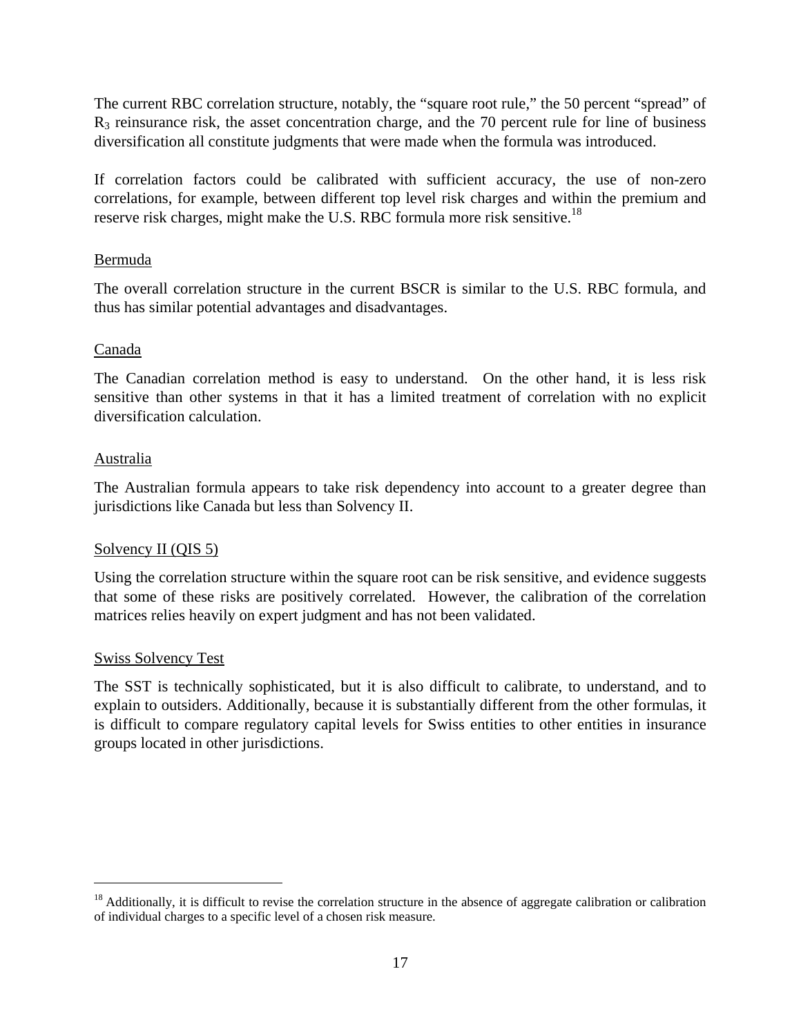The current RBC correlation structure, notably, the "square root rule," the 50 percent "spread" of $R_3$ reinsurance risk, the asset concentration charge, and the 70 percent rule for line of business diversification all constitute judgments that were made when the formula was introduced.

If correlation factors could be calibrated with sufficient accuracy, the use of non-zero correlations, for example, between different top level risk charges and within the premium and reserve risk charges, might make the U.S. RBC formula more risk sensitive.[18]

Bermuda

The overall correlation structure in the current BSCR is similar to the U.S. RBC formula, and thus has similar potential advantages and disadvantages.

Canada

The Canadian correlation method is easy to understand. On the other hand, it is less risk sensitive than other systems in that it has a limited treatment of correlation with no explicit diversification calculation.

Australia

The Australian formula appears to take risk dependency into account to a greater degree than jurisdictions like Canada but less than Solvency II.

Solvency II (QIS 5)

Using the correlation structure within the square root can be risk sensitive, and evidence suggests that some of these risks are positively correlated. However, the calibration of the correlation matrices relies heavily on expert judgment and has not been validated.

Swiss Solvency Test

The SST is technically sophisticated, but it is also difficult to calibrate, to understand, and to explain to outsiders. Additionally, because it is substantially different from the other formulas, it is difficult to compare regulatory capital levels for Swiss entities to other entities in insurance groups located in other jurisdictions.

---

[18] Additionally, it is difficult to revise the correlation structure in the absence of aggregate calibration or calibration of individual charges to a specific level of a chosen risk measure.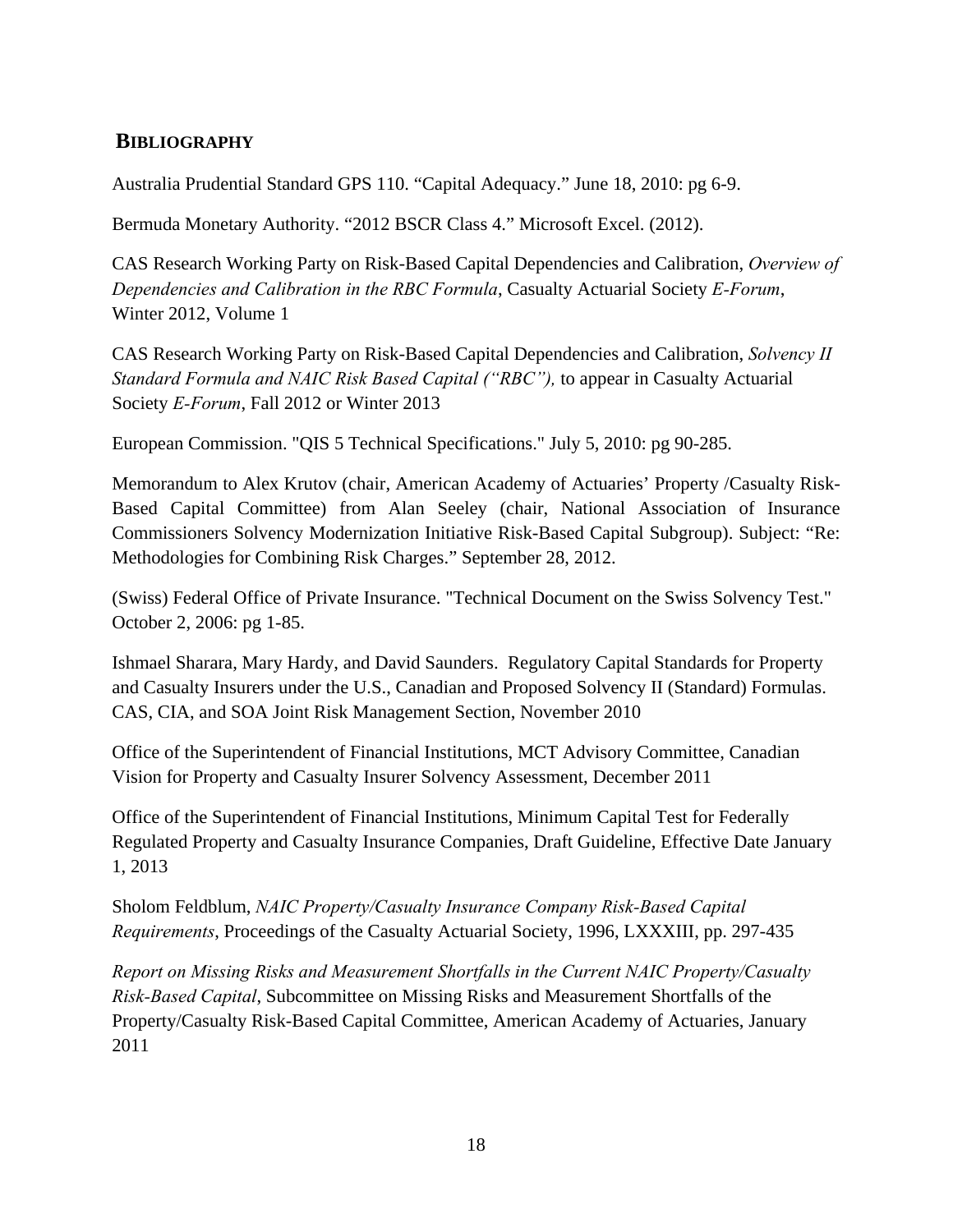## BIBLIOGRAPHY

Australia Prudential Standard GPS 110. "Capital Adequacy." June 18, 2010: pg 6-9.

Bermuda Monetary Authority. "2012 BSCR Class 4." Microsoft Excel. (2012).

CAS Research Working Party on Risk-Based Capital Dependencies and Calibration, *Overview of Dependencies and Calibration in the RBC Formula*, Casualty Actuarial Society *E-Forum*, Winter 2012, Volume 1

CAS Research Working Party on Risk-Based Capital Dependencies and Calibration, *Solvency II Standard Formula and NAIC Risk Based Capital ("RBC"),* to appear in Casualty Actuarial Society *E-Forum*, Fall 2012 or Winter 2013

European Commission. "QIS 5 Technical Specifications." July 5, 2010: pg 90-285.

Memorandum to Alex Krutov (chair, American Academy of Actuaries' Property /Casualty Risk-Based Capital Committee) from Alan Seeley (chair, National Association of Insurance Commissioners Solvency Modernization Initiative Risk-Based Capital Subgroup). Subject: "Re: Methodologies for Combining Risk Charges." September 28, 2012.

(Swiss) Federal Office of Private Insurance. "Technical Document on the Swiss Solvency Test." October 2, 2006: pg 1-85.

Ishmael Sharara, Mary Hardy, and David Saunders. Regulatory Capital Standards for Property and Casualty Insurers under the U.S., Canadian and Proposed Solvency II (Standard) Formulas. CAS, CIA, and SOA Joint Risk Management Section, November 2010

Office of the Superintendent of Financial Institutions, MCT Advisory Committee, Canadian Vision for Property and Casualty Insurer Solvency Assessment, December 2011

Office of the Superintendent of Financial Institutions, Minimum Capital Test for Federally Regulated Property and Casualty Insurance Companies, Draft Guideline, Effective Date January 1, 2013

Sholom Feldblum, *NAIC Property/Casualty Insurance Company Risk-Based Capital Requirements*, Proceedings of the Casualty Actuarial Society, 1996, LXXXIII, pp. 297-435

*Report on Missing Risks and Measurement Shortfalls in the Current NAIC Property/Casualty Risk-Based Capital*, Subcommittee on Missing Risks and Measurement Shortfalls of the Property/Casualty Risk-Based Capital Committee, American Academy of Actuaries, January 2011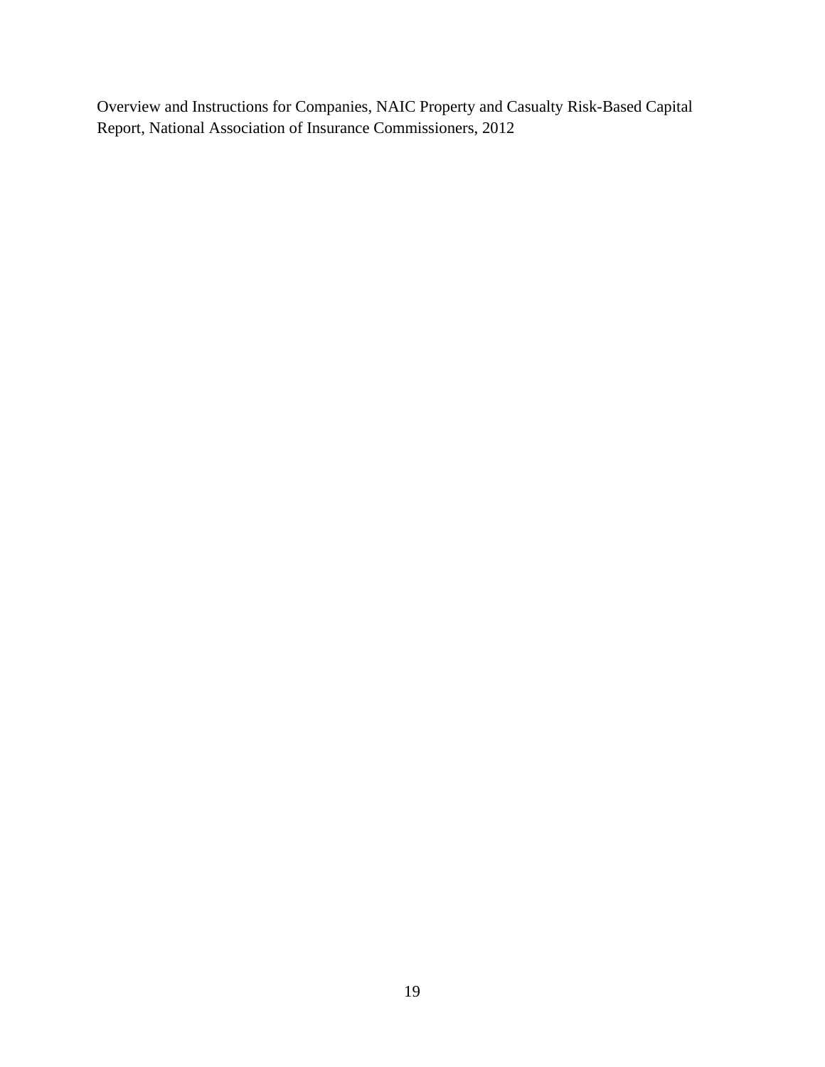Overview and Instructions for Companies, NAIC Property and Casualty Risk-Based Capital Report, National Association of Insurance Commissioners, 2012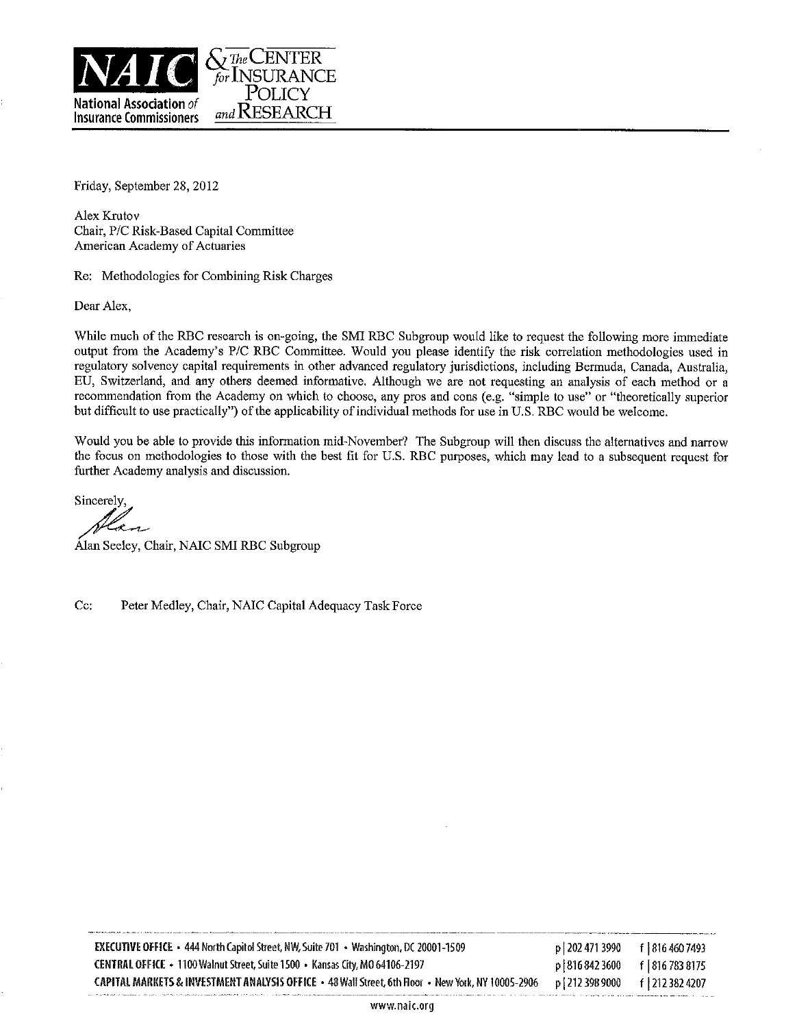**NAIC** National Association *of* Insurance Commissioners & *The* CENTER *for* INSURANCE POLICY *and* RESEARCH

Friday, September 28, 2012

Alex Krutov
Chair, P/C Risk-Based Capital Committee
American Academy of Actuaries

Re: Methodologies for Combining Risk Charges

Dear Alex,

While much of the RBC research is on-going, the SMI RBC Subgroup would like to request the following more immediate output from the Academy's P/C RBC Committee. Would you please identify the risk correlation methodologies used in regulatory solvency capital requirements in other advanced regulatory jurisdictions, including Bermuda, Canada, Australia, EU, Switzerland, and any others deemed informative. Although we are not requesting an analysis of each method or a recommendation from the Academy on which to choose, any pros and cons (e.g. "simple to use" or "theoretically superior but difficult to use practically") of the applicability of individual methods for use in U.S. RBC would be welcome.

Would you be able to provide this information mid-November? The Subgroup will then discuss the alternatives and narrow the focus on methodologies to those with the best fit for U.S. RBC purposes, which may lead to a subsequent request for further Academy analysis and discussion.

Sincerely,

Alan

Alan Seeley, Chair, NAIC SMI RBC Subgroup

Cc: Peter Medley, Chair, NAIC Capital Adequacy Task Force

| | | |
|---|---|---|
| **EXECUTIVE OFFICE** • 444 North Capitol Street, NW, Suite 701 • Washington, DC 20001-1509 | p \| 202 471 3990 | f \| 816 460 7493 |
| **CENTRAL OFFICE** • 1100 Walnut Street, Suite 1500 • Kansas City, MO 64106-2197 | p \| 816 842 3600 | f \| 816 783 8175 |
| **CAPITAL MARKETS & INVESTMENT ANALYSIS OFFICE** • 48 Wall Street, 6th Floor • New York, NY 10005-2906 | p \| 212 398 9000 | f \| 212 382 4207 |

www.naic.org